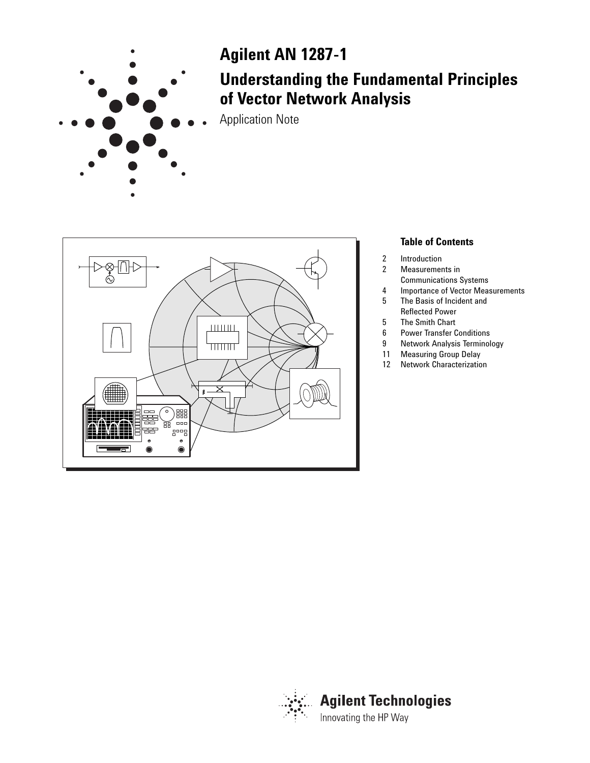# Agilent AN 1287-1

# Understanding the Fundamental Principles of Vector Network Analysis

Application Note

### Table of Contents

| | |
|---|---|
| 2 | Introduction |
| 2 | Measurements in Communications Systems |
| 4 | Importance of Vector Measurements |
| 5 | The Basis of Incident and Reflected Power |
| 5 | The Smith Chart |
| 6 | Power Transfer Conditions |
| 9 | Network Analysis Terminology |
| 11 | Measuring Group Delay |
| 12 | Network Characterization |

**Agilent Technologies**

Innovating the HP Way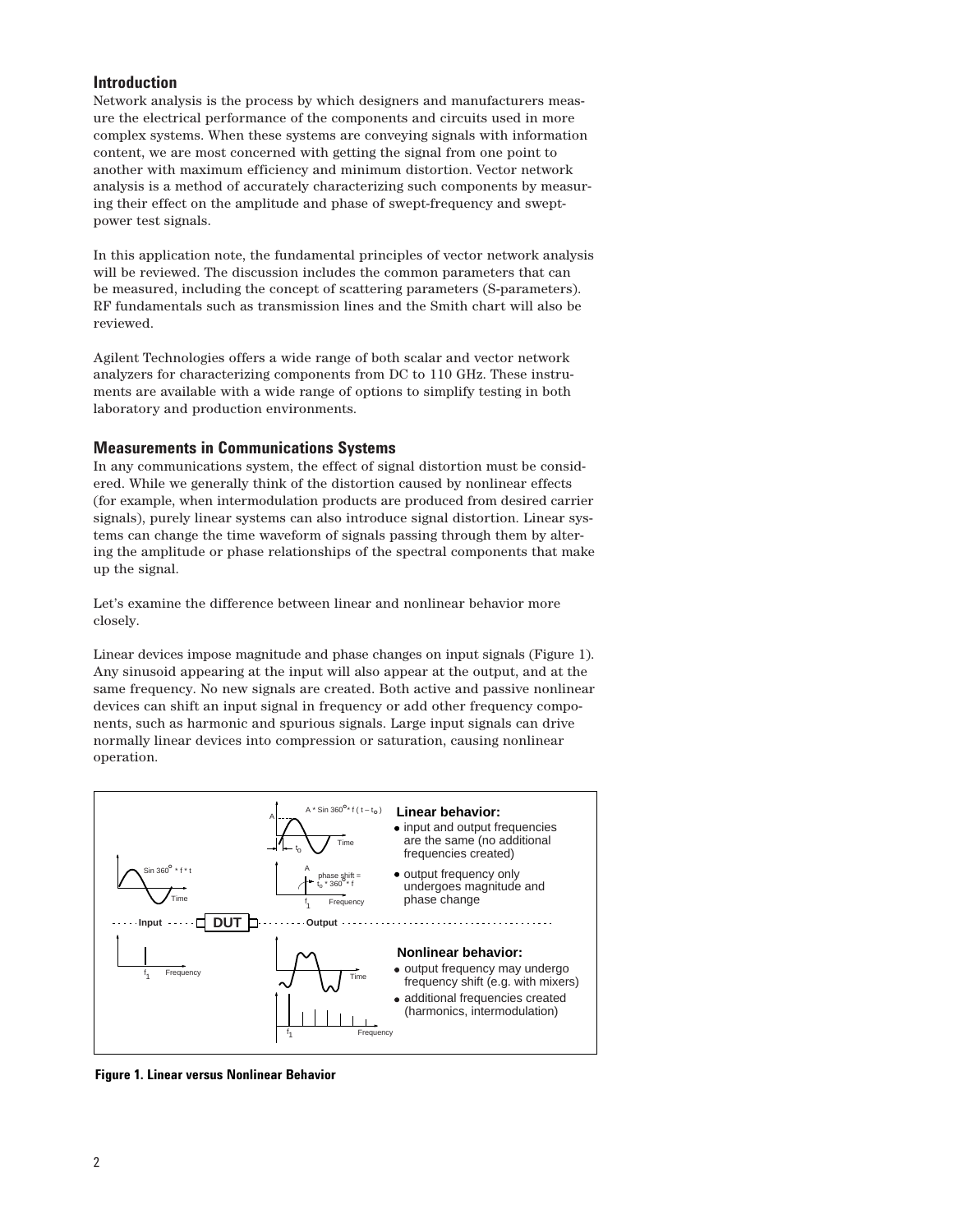## Introduction

Network analysis is the process by which designers and manufacturers measure the electrical performance of the components and circuits used in more complex systems. When these systems are conveying signals with information content, we are most concerned with getting the signal from one point to another with maximum efficiency and minimum distortion. Vector network analysis is a method of accurately characterizing such components by measuring their effect on the amplitude and phase of swept-frequency and swept-power test signals.

In this application note, the fundamental principles of vector network analysis will be reviewed. The discussion includes the common parameters that can be measured, including the concept of scattering parameters (S-parameters). RF fundamentals such as transmission lines and the Smith chart will also be reviewed.

Agilent Technologies offers a wide range of both scalar and vector network analyzers for characterizing components from DC to 110 GHz. These instruments are available with a wide range of options to simplify testing in both laboratory and production environments.

## Measurements in Communications Systems

In any communications system, the effect of signal distortion must be considered. While we generally think of the distortion caused by nonlinear effects (for example, when intermodulation products are produced from desired carrier signals), purely linear systems can also introduce signal distortion. Linear systems can change the time waveform of signals passing through them by altering the amplitude or phase relationships of the spectral components that make up the signal.

Let's examine the difference between linear and nonlinear behavior more closely.

Linear devices impose magnitude and phase changes on input signals (Figure 1). Any sinusoid appearing at the input will also appear at the output, and at the same frequency. No new signals are created. Both active and passive nonlinear devices can shift an input signal in frequency or add other frequency components, such as harmonic and spurious signals. Large input signals can drive normally linear devices into compression or saturation, causing nonlinear operation.

**Linear behavior:**
- input and output frequencies are the same (no additional frequencies created)
- output frequency only undergoes magnitude and phase change

**Nonlinear behavior:**
- output frequency may undergo frequency shift (e.g. with mixers)
- additional frequencies created (harmonics, intermodulation)

**Figure 1. Linear versus Nonlinear Behavior**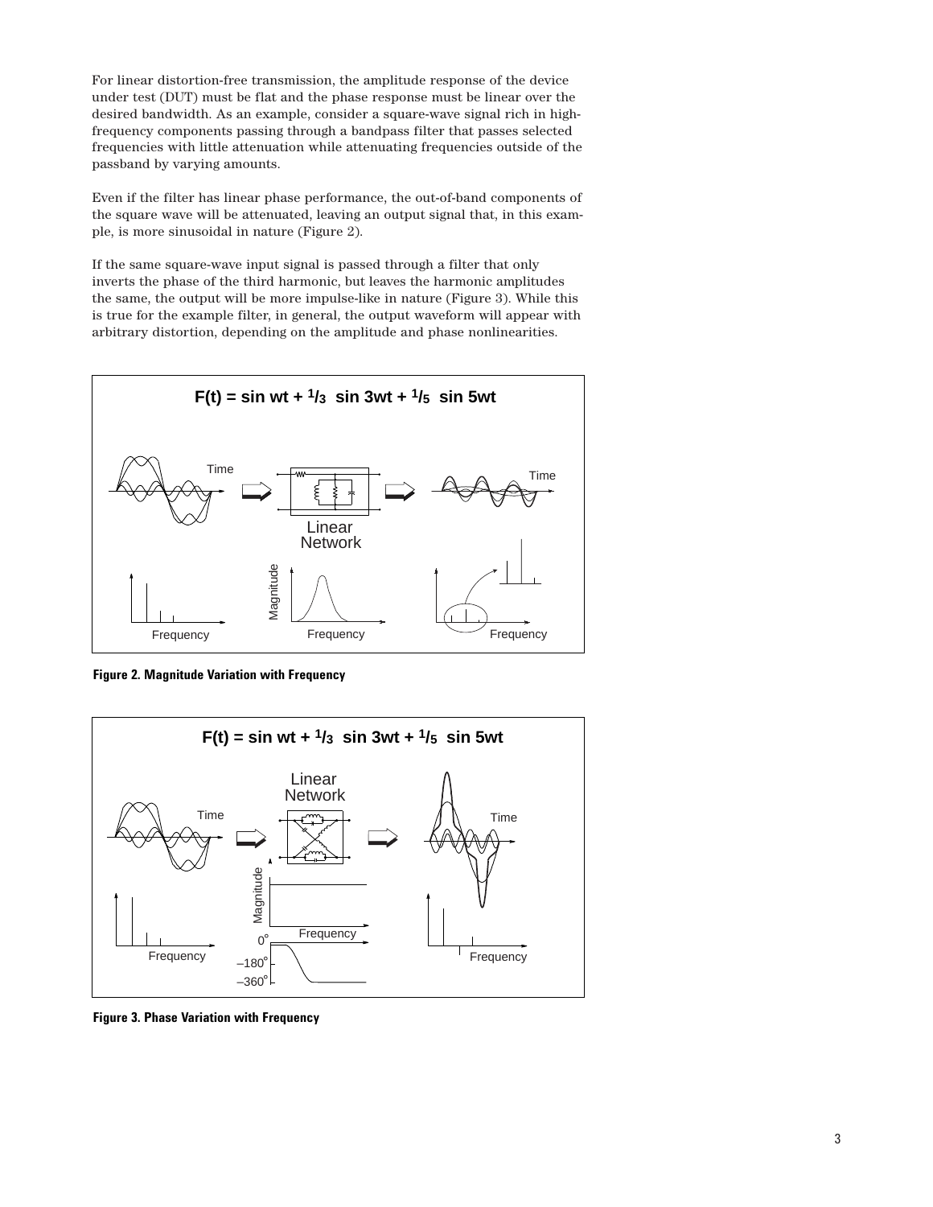For linear distortion-free transmission, the amplitude response of the device under test (DUT) must be flat and the phase response must be linear over the desired bandwidth. As an example, consider a square-wave signal rich in high-frequency components passing through a bandpass filter that passes selected frequencies with little attenuation while attenuating frequencies outside of the passband by varying amounts.

Even if the filter has linear phase performance, the out-of-band components of the square wave will be attenuated, leaving an output signal that, in this example, is more sinusoidal in nature (Figure 2).

If the same square-wave input signal is passed through a filter that only inverts the phase of the third harmonic, but leaves the harmonic amplitudes the same, the output will be more impulse-like in nature (Figure 3). While this is true for the example filter, in general, the output waveform will appear with arbitrary distortion, depending on the amplitude and phase nonlinearities.

$$F(t) = \sin wt + \frac{1}{3} \sin 3wt + \frac{1}{5} \sin 5wt$$

**Figure 2. Magnitude Variation with Frequency**

$$F(t) = \sin wt + \frac{1}{3} \sin 3wt + \frac{1}{5} \sin 5wt$$

**Figure 3. Phase Variation with Frequency**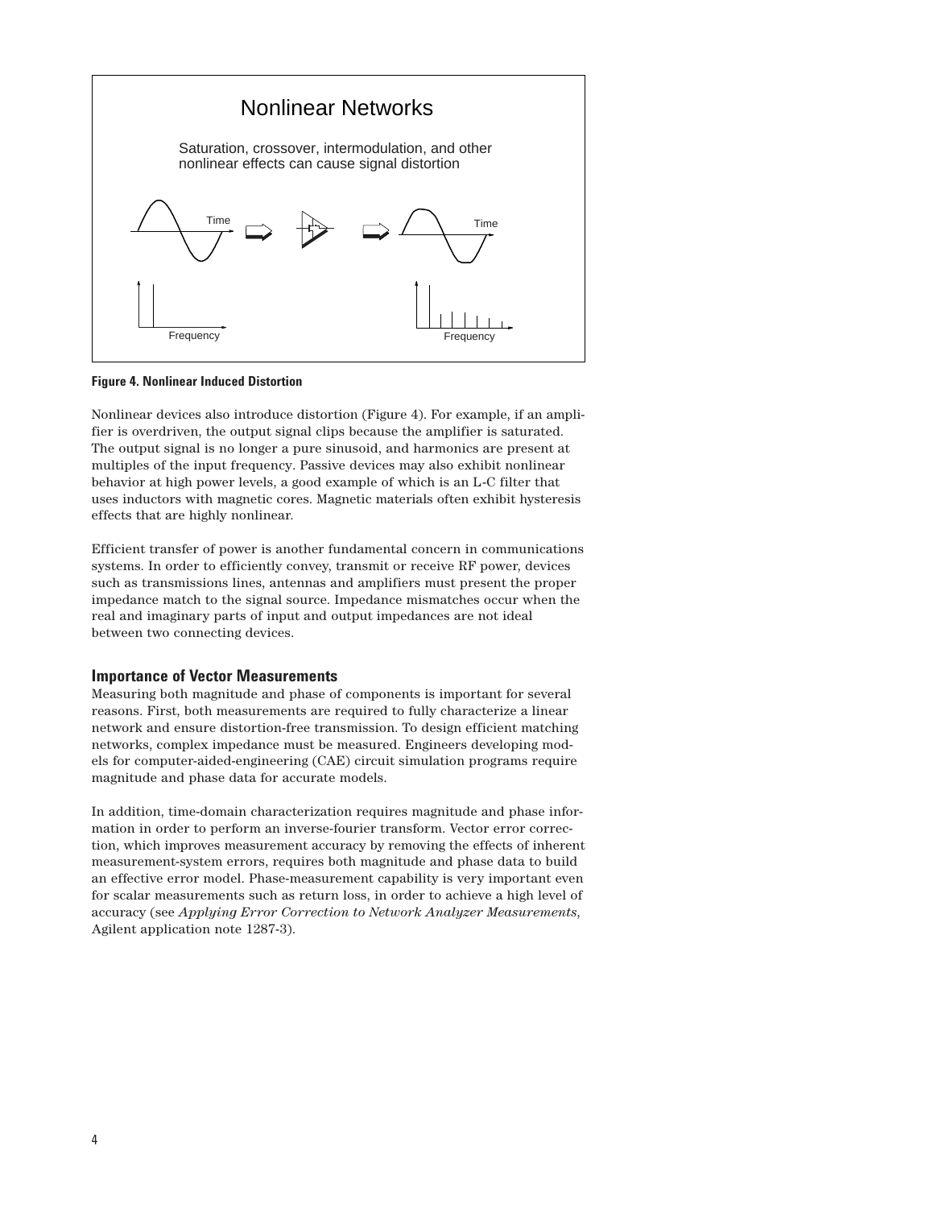Nonlinear Networks

Saturation, crossover, intermodulation, and other nonlinear effects can cause signal distortion

**Figure 4. Nonlinear Induced Distortion**

Nonlinear devices also introduce distortion (Figure 4). For example, if an amplifier is overdriven, the output signal clips because the amplifier is saturated. The output signal is no longer a pure sinusoid, and harmonics are present at multiples of the input frequency. Passive devices may also exhibit nonlinear behavior at high power levels, a good example of which is an L-C filter that uses inductors with magnetic cores. Magnetic materials often exhibit hysteresis effects that are highly nonlinear.

Efficient transfer of power is another fundamental concern in communications systems. In order to efficiently convey, transmit or receive RF power, devices such as transmissions lines, antennas and amplifiers must present the proper impedance match to the signal source. Impedance mismatches occur when the real and imaginary parts of input and output impedances are not ideal between two connecting devices.

### Importance of Vector Measurements

Measuring both magnitude and phase of components is important for several reasons. First, both measurements are required to fully characterize a linear network and ensure distortion-free transmission. To design efficient matching networks, complex impedance must be measured. Engineers developing models for computer-aided-engineering (CAE) circuit simulation programs require magnitude and phase data for accurate models.

In addition, time-domain characterization requires magnitude and phase information in order to perform an inverse-fourier transform. Vector error correction, which improves measurement accuracy by removing the effects of inherent measurement-system errors, requires both magnitude and phase data to build an effective error model. Phase-measurement capability is very important even for scalar measurements such as return loss, in order to achieve a high level of accuracy (see *Applying Error Correction to Network Analyzer Measurements*, Agilent application note 1287-3).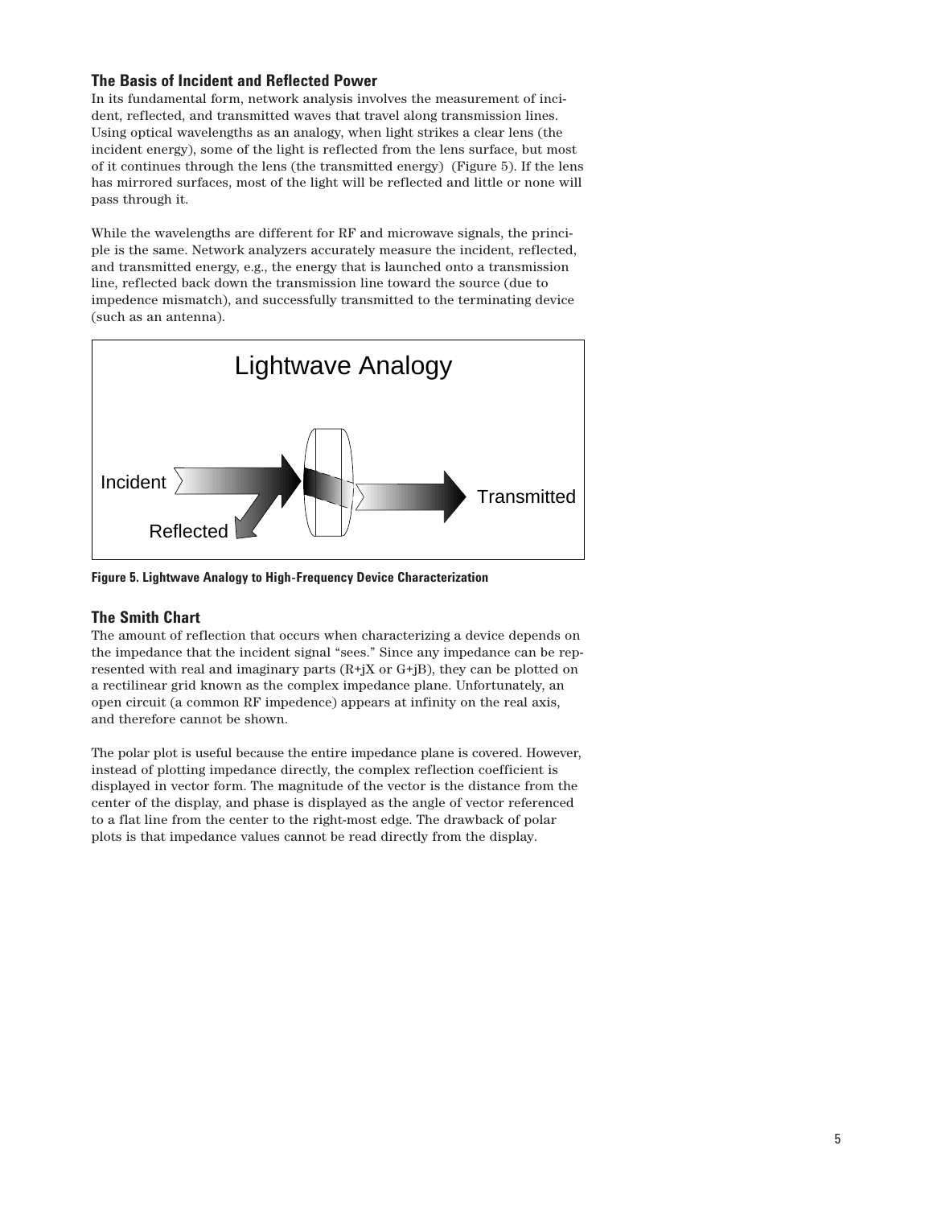### The Basis of Incident and Reflected Power

In its fundamental form, network analysis involves the measurement of incident, reflected, and transmitted waves that travel along transmission lines. Using optical wavelengths as an analogy, when light strikes a clear lens (the incident energy), some of the light is reflected from the lens surface, but most of it continues through the lens (the transmitted energy) (Figure 5). If the lens has mirrored surfaces, most of the light will be reflected and little or none will pass through it.

While the wavelengths are different for RF and microwave signals, the principle is the same. Network analyzers accurately measure the incident, reflected, and transmitted energy, e.g., the energy that is launched onto a transmission line, reflected back down the transmission line toward the source (due to impedence mismatch), and successfully transmitted to the terminating device (such as an antenna).

Lightwave Analogy

Incident

Reflected

Transmitted

**Figure 5. Lightwave Analogy to High-Frequency Device Characterization**

### The Smith Chart

The amount of reflection that occurs when characterizing a device depends on the impedance that the incident signal "sees." Since any impedance can be represented with real and imaginary parts (R+jX or G+jB), they can be plotted on a rectilinear grid known as the complex impedance plane. Unfortunately, an open circuit (a common RF impedence) appears at infinity on the real axis, and therefore cannot be shown.

The polar plot is useful because the entire impedance plane is covered. However, instead of plotting impedance directly, the complex reflection coefficient is displayed in vector form. The magnitude of the vector is the distance from the center of the display, and phase is displayed as the angle of vector referenced to a flat line from the center to the right-most edge. The drawback of polar plots is that impedance values cannot be read directly from the display.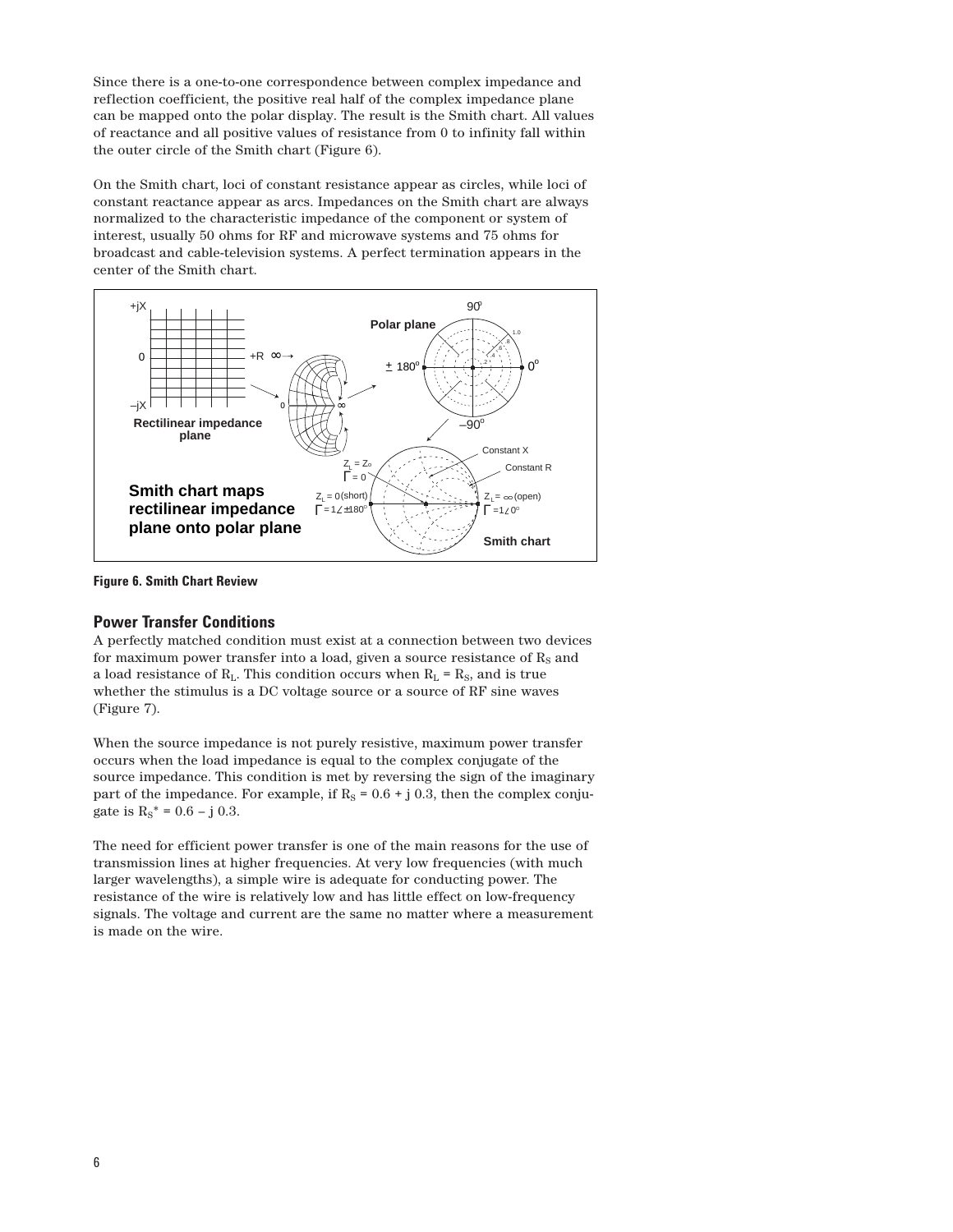Since there is a one-to-one correspondence between complex impedance and reflection coefficient, the positive real half of the complex impedance plane can be mapped onto the polar display. The result is the Smith chart. All values of reactance and all positive values of resistance from 0 to infinity fall within the outer circle of the Smith chart (Figure 6).

On the Smith chart, loci of constant resistance appear as circles, while loci of constant reactance appear as arcs. Impedances on the Smith chart are always normalized to the characteristic impedance of the component or system of interest, usually 50 ohms for RF and microwave systems and 75 ohms for broadcast and cable-television systems. A perfect termination appears in the center of the Smith chart.

**Figure 6. Smith Chart Review**

## Power Transfer Conditions

A perfectly matched condition must exist at a connection between two devices for maximum power transfer into a load, given a source resistance of $R_S$ and a load resistance of $R_L$. This condition occurs when $R_L = R_S$, and is true whether the stimulus is a DC voltage source or a source of RF sine waves (Figure 7).

When the source impedance is not purely resistive, maximum power transfer occurs when the load impedance is equal to the complex conjugate of the source impedance. This condition is met by reversing the sign of the imaginary part of the impedance. For example, if $R_S = 0.6 + j\,0.3$, then the complex conjugate is $R_S^* = 0.6 - j\,0.3$.

The need for efficient power transfer is one of the main reasons for the use of transmission lines at higher frequencies. At very low frequencies (with much larger wavelengths), a simple wire is adequate for conducting power. The resistance of the wire is relatively low and has little effect on low-frequency signals. The voltage and current are the same no matter where a measurement is made on the wire.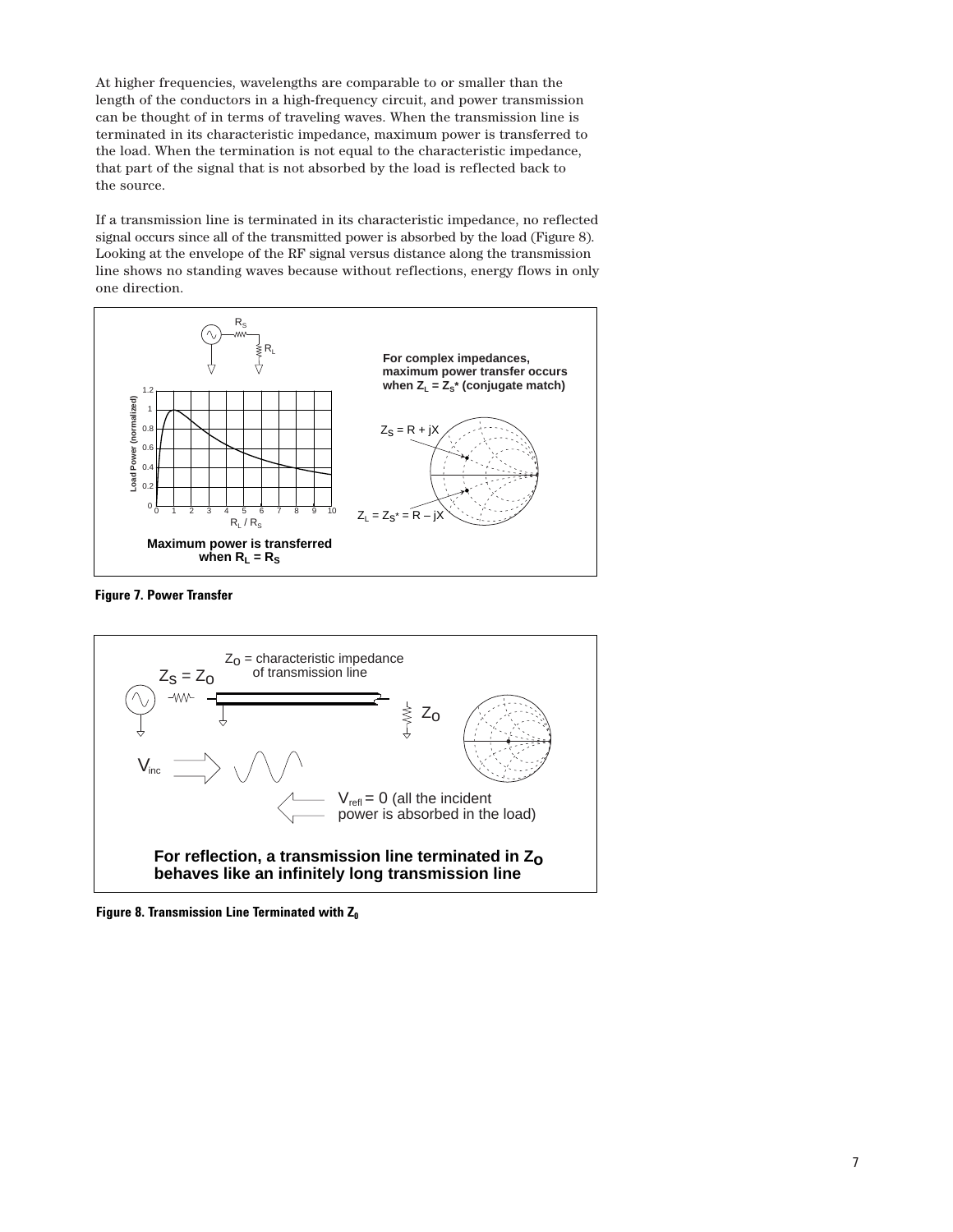At higher frequencies, wavelengths are comparable to or smaller than the length of the conductors in a high-frequency circuit, and power transmission can be thought of in terms of traveling waves. When the transmission line is terminated in its characteristic impedance, maximum power is transferred to the load. When the termination is not equal to the characteristic impedance, that part of the signal that is not absorbed by the load is reflected back to the source.

If a transmission line is terminated in its characteristic impedance, no reflected signal occurs since all of the transmitted power is absorbed by the load (Figure 8). Looking at the envelope of the RF signal versus distance along the transmission line shows no standing waves because without reflections, energy flows in only one direction.

**Figure 7. Power Transfer**

**Figure 8. Transmission Line Terminated with $Z_0$**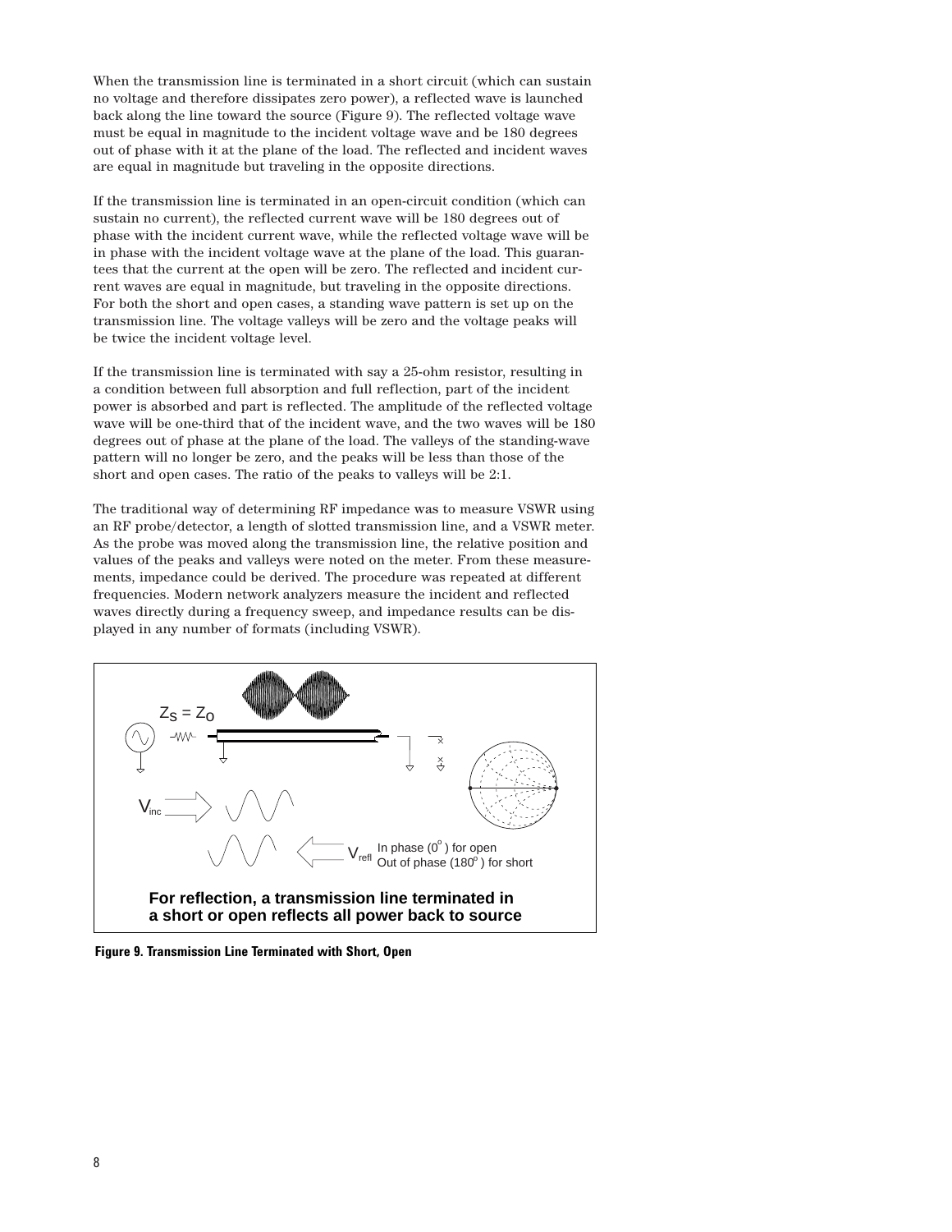When the transmission line is terminated in a short circuit (which can sustain no voltage and therefore dissipates zero power), a reflected wave is launched back along the line toward the source (Figure 9). The reflected voltage wave must be equal in magnitude to the incident voltage wave and be 180 degrees out of phase with it at the plane of the load. The reflected and incident waves are equal in magnitude but traveling in the opposite directions.

If the transmission line is terminated in an open-circuit condition (which can sustain no current), the reflected current wave will be 180 degrees out of phase with the incident current wave, while the reflected voltage wave will be in phase with the incident voltage wave at the plane of the load. This guarantees that the current at the open will be zero. The reflected and incident current waves are equal in magnitude, but traveling in the opposite directions. For both the short and open cases, a standing wave pattern is set up on the transmission line. The voltage valleys will be zero and the voltage peaks will be twice the incident voltage level.

If the transmission line is terminated with say a 25-ohm resistor, resulting in a condition between full absorption and full reflection, part of the incident power is absorbed and part is reflected. The amplitude of the reflected voltage wave will be one-third that of the incident wave, and the two waves will be 180 degrees out of phase at the plane of the load. The valleys of the standing-wave pattern will no longer be zero, and the peaks will be less than those of the short and open cases. The ratio of the peaks to valleys will be 2:1.

The traditional way of determining RF impedance was to measure VSWR using an RF probe/detector, a length of slotted transmission line, and a VSWR meter. As the probe was moved along the transmission line, the relative position and values of the peaks and valleys were noted on the meter. From these measurements, impedance could be derived. The procedure was repeated at different frequencies. Modern network analyzers measure the incident and reflected waves directly during a frequency sweep, and impedance results can be displayed in any number of formats (including VSWR).

$Z_S = Z_O$

$V_{inc}$

$V_{refl}$ In phase ($0^o$) for open
Out of phase ($180^o$) for short

**For reflection, a transmission line terminated in a short or open reflects all power back to source**

**Figure 9. Transmission Line Terminated with Short, Open**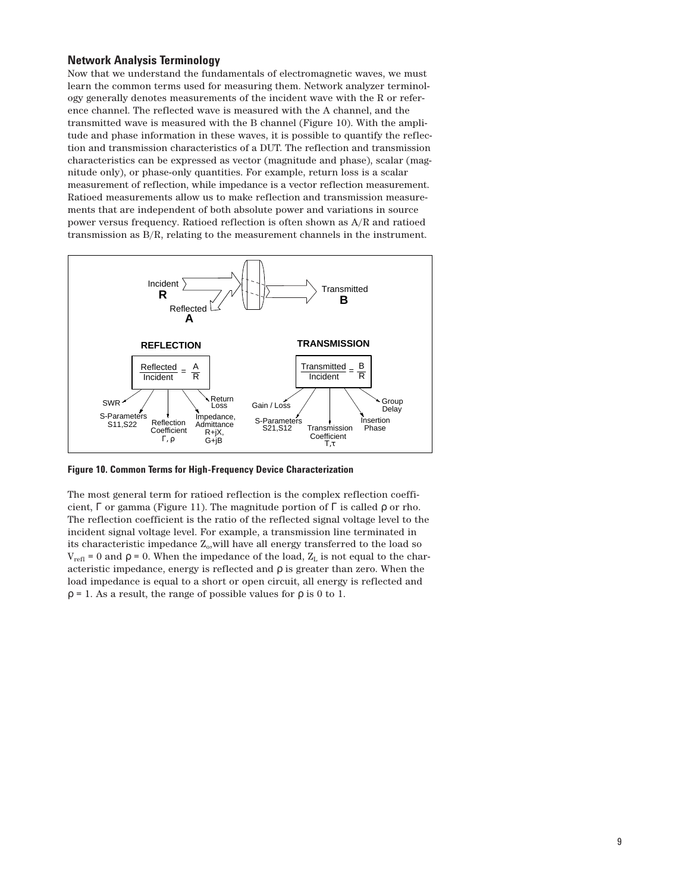## Network Analysis Terminology

Now that we understand the fundamentals of electromagnetic waves, we must learn the common terms used for measuring them. Network analyzer terminology generally denotes measurements of the incident wave with the R or reference channel. The reflected wave is measured with the A channel, and the transmitted wave is measured with the B channel (Figure 10). With the amplitude and phase information in these waves, it is possible to quantify the reflection and transmission characteristics of a DUT. The reflection and transmission characteristics can be expressed as vector (magnitude and phase), scalar (magnitude only), or phase-only quantities. For example, return loss is a scalar measurement of reflection, while impedance is a vector reflection measurement. Ratioed measurements allow us to make reflection and transmission measurements that are independent of both absolute power and variations in source power versus frequency. Ratioed reflection is often shown as A/R and ratioed transmission as B/R, relating to the measurement channels in the instrument.

**Figure 10. Common Terms for High-Frequency Device Characterization**

The most general term for ratioed reflection is the complex reflection coefficient, $\Gamma$ or gamma (Figure 11). The magnitude portion of $\Gamma$ is called $\rho$ or rho. The reflection coefficient is the ratio of the reflected signal voltage level to the incident signal voltage level. For example, a transmission line terminated in its characteristic impedance $Z_o$, will have all energy transferred to the load so $V_{refl} = 0$ and $\rho = 0$. When the impedance of the load, $Z_L$ is not equal to the characteristic impedance, energy is reflected and $\rho$ is greater than zero. When the load impedance is equal to a short or open circuit, all energy is reflected and $\rho = 1$. As a result, the range of possible values for $\rho$ is 0 to 1.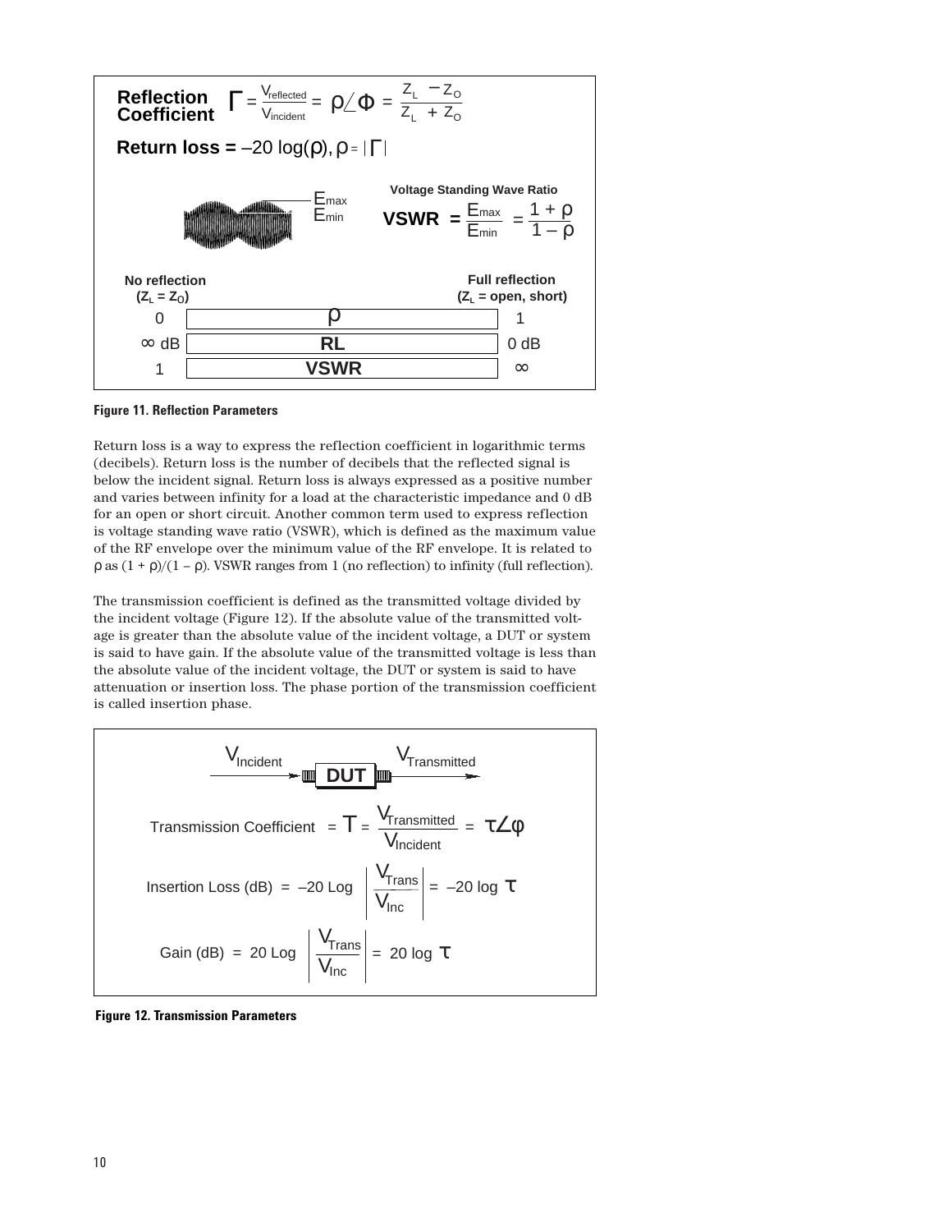**Reflection Coefficient** $\Gamma = \frac{V_{reflected}}{V_{incident}} = \rho \angle \Phi = \frac{Z_L - Z_O}{Z_L + Z_O}$

**Return loss =** $-20 \log(\rho), \rho = |\Gamma|$

Voltage Standing Wave Ratio

$$\textbf{VSWR} = \frac{E_{max}}{E_{min}} = \frac{1+\rho}{1-\rho}$$

| No reflection ($Z_L = Z_O$) | | Full reflection ($Z_L$ = open, short) |
|---|---|---|
| 0 | $\rho$ | 1 |
| ∞ dB | **RL** | 0 dB |
| 1 | **VSWR** | ∞ |

**Figure 11. Reflection Parameters**

Return loss is a way to express the reflection coefficient in logarithmic terms (decibels). Return loss is the number of decibels that the reflected signal is below the incident signal. Return loss is always expressed as a positive number and varies between infinity for a load at the characteristic impedance and 0 dB for an open or short circuit. Another common term used to express reflection is voltage standing wave ratio (VSWR), which is defined as the maximum value of the RF envelope over the minimum value of the RF envelope. It is related to $\rho$ as $(1 + \rho)/(1 - \rho)$. VSWR ranges from 1 (no reflection) to infinity (full reflection).

The transmission coefficient is defined as the transmitted voltage divided by the incident voltage (Figure 12). If the absolute value of the transmitted voltage is greater than the absolute value of the incident voltage, a DUT or system is said to have gain. If the absolute value of the transmitted voltage is less than the absolute value of the incident voltage, the DUT or system is said to have attenuation or insertion loss. The phase portion of the transmission coefficient is called insertion phase.

$V_{Incident}$ → DUT → $V_{Transmitted}$

$$\text{Transmission Coefficient} = T = \frac{V_{Transmitted}}{V_{Incident}} = \tau \angle \phi$$

$$\text{Insertion Loss (dB)} = -20 \text{ Log} \left| \frac{V_{Trans}}{V_{Inc}} \right| = -20 \log \tau$$

$$\text{Gain (dB)} = 20 \text{ Log} \left| \frac{V_{Trans}}{V_{Inc}} \right| = 20 \log \tau$$

**Figure 12. Transmission Parameters**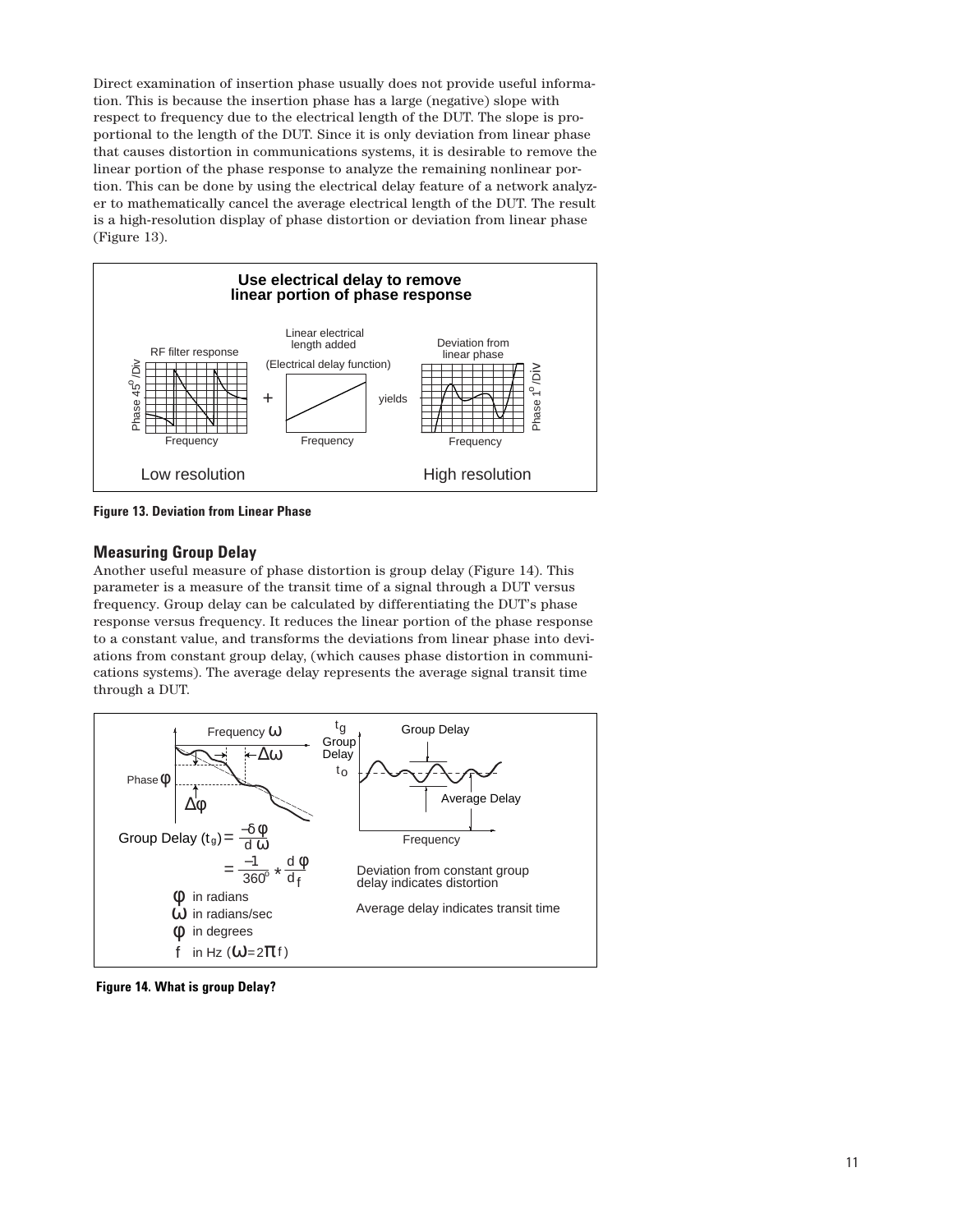Direct examination of insertion phase usually does not provide useful information. This is because the insertion phase has a large (negative) slope with respect to frequency due to the electrical length of the DUT. The slope is proportional to the length of the DUT. Since it is only deviation from linear phase that causes distortion in communications systems, it is desirable to remove the linear portion of the phase response to analyze the remaining nonlinear portion. This can be done by using the electrical delay feature of a network analyzer to mathematically cancel the average electrical length of the DUT. The result is a high-resolution display of phase distortion or deviation from linear phase (Figure 13).

**Use electrical delay to remove linear portion of phase response**

RF filter response (Phase 45°/Div, Frequency) + Linear electrical length added (Electrical delay function) (Frequency) yields Deviation from linear phase (Phase 1°/Div, Frequency)

Low resolution — High resolution

**Figure 13. Deviation from Linear Phase**

## Measuring Group Delay

Another useful measure of phase distortion is group delay (Figure 14). This parameter is a measure of the transit time of a signal through a DUT versus frequency. Group delay can be calculated by differentiating the DUT's phase response versus frequency. It reduces the linear portion of the phase response to a constant value, and transforms the deviations from linear phase into deviations from constant group delay, (which causes phase distortion in communications systems). The average delay represents the average signal transit time through a DUT.

$$\text{Group Delay } (t_g) = \frac{-d\varphi}{d\omega} = \frac{-1}{360^\circ} * \frac{d\varphi}{df}$$

$\varphi$ in radians

$\omega$ in radians/sec

$\varphi$ in degrees

$f$ in Hz ($\omega = 2\pi f$)

Deviation from constant group delay indicates distortion

Average delay indicates transit time

**Figure 14. What is group Delay?**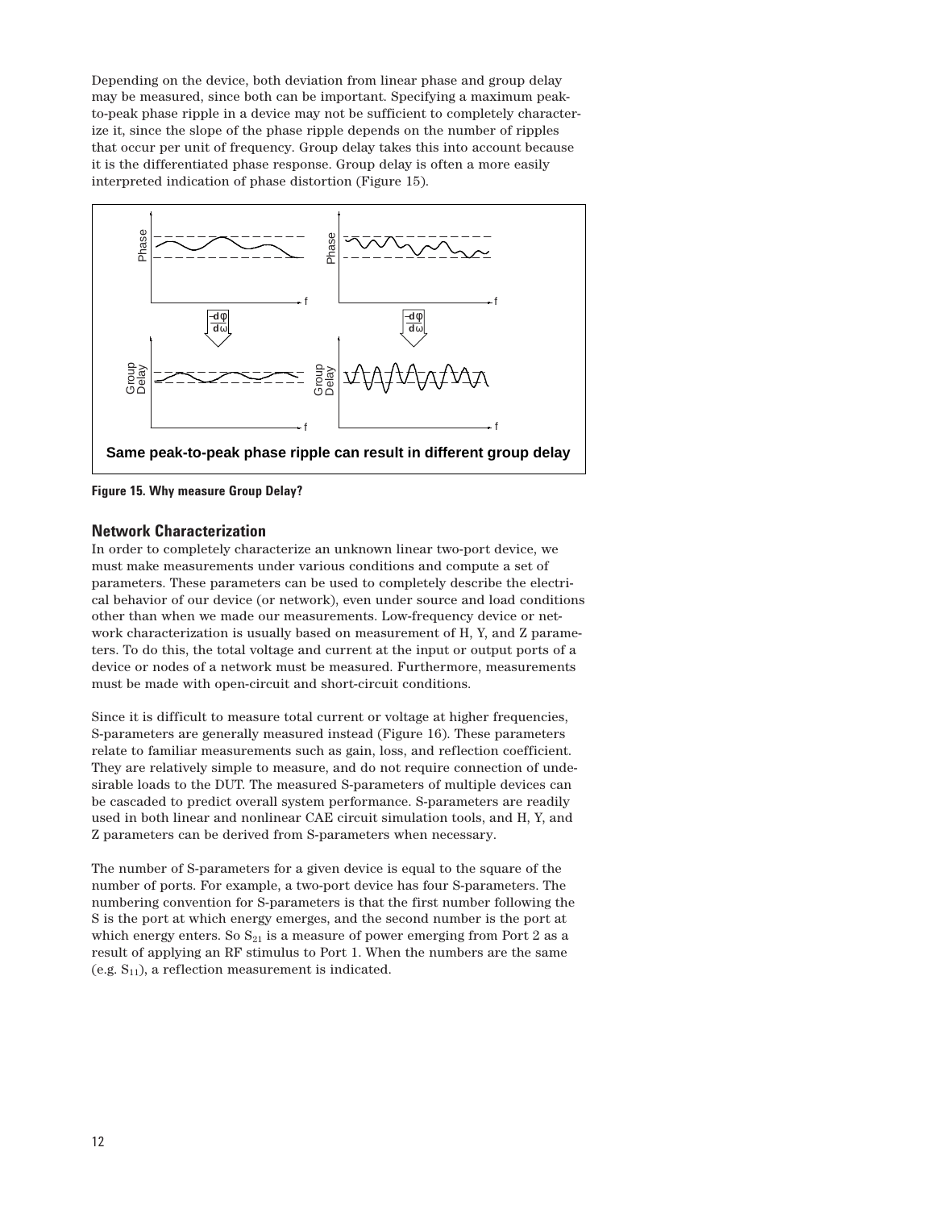Depending on the device, both deviation from linear phase and group delay may be measured, since both can be important. Specifying a maximum peak-to-peak phase ripple in a device may not be sufficient to completely characterize it, since the slope of the phase ripple depends on the number of ripples that occur per unit of frequency. Group delay takes this into account because it is the differentiated phase response. Group delay is often a more easily interpreted indication of phase distortion (Figure 15).

**Same peak-to-peak phase ripple can result in different group delay**

**Figure 15. Why measure Group Delay?**

## Network Characterization

In order to completely characterize an unknown linear two-port device, we must make measurements under various conditions and compute a set of parameters. These parameters can be used to completely describe the electrical behavior of our device (or network), even under source and load conditions other than when we made our measurements. Low-frequency device or network characterization is usually based on measurement of H, Y, and Z parameters. To do this, the total voltage and current at the input or output ports of a device or nodes of a network must be measured. Furthermore, measurements must be made with open-circuit and short-circuit conditions.

Since it is difficult to measure total current or voltage at higher frequencies, S-parameters are generally measured instead (Figure 16). These parameters relate to familiar measurements such as gain, loss, and reflection coefficient. They are relatively simple to measure, and do not require connection of undesirable loads to the DUT. The measured S-parameters of multiple devices can be cascaded to predict overall system performance. S-parameters are readily used in both linear and nonlinear CAE circuit simulation tools, and H, Y, and Z parameters can be derived from S-parameters when necessary.

The number of S-parameters for a given device is equal to the square of the number of ports. For example, a two-port device has four S-parameters. The numbering convention for S-parameters is that the first number following the S is the port at which energy emerges, and the second number is the port at which energy enters. So $S_{21}$ is a measure of power emerging from Port 2 as a result of applying an RF stimulus to Port 1. When the numbers are the same (e.g. $S_{11}$), a reflection measurement is indicated.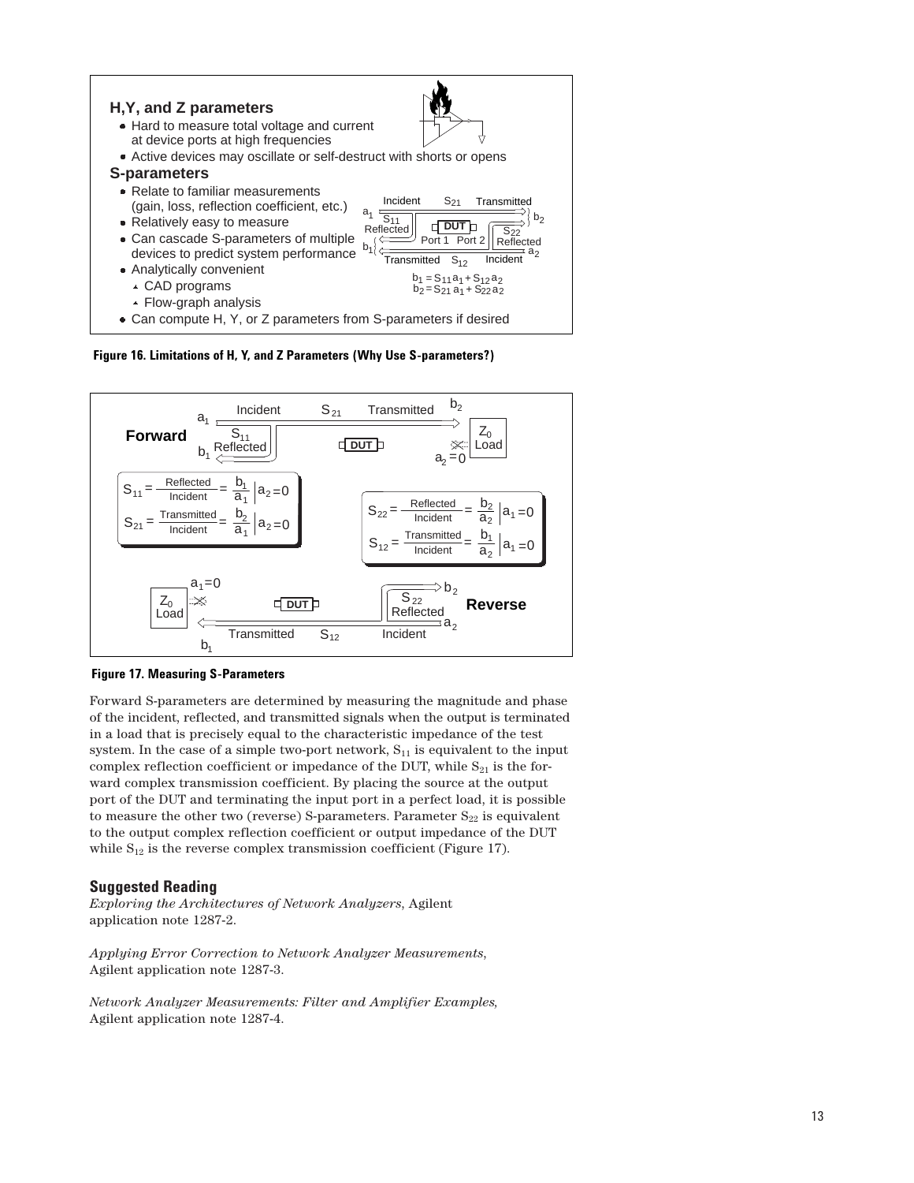**H,Y, and Z parameters**

- Hard to measure total voltage and current at device ports at high frequencies
- Active devices may oscillate or self-destruct with shorts or opens

**S-parameters**

- Relate to familiar measurements (gain, loss, reflection coefficient, etc.)
- Relatively easy to measure
- Can cascade S-parameters of multiple devices to predict system performance
- Analytically convenient
  - CAD programs
  - Flow-graph analysis
- Can compute H, Y, or Z parameters from S-parameters if desired

$$b_1 = S_{11}a_1 + S_{12}a_2$$
$$b_2 = S_{21}a_1 + S_{22}a_2$$

**Figure 16. Limitations of H, Y, and Z Parameters (Why Use S-parameters?)**

**Forward**

$$S_{11} = \frac{\text{Reflected}}{\text{Incident}} = \frac{b_1}{a_1}\Big|_{a_2=0}$$

$$S_{21} = \frac{\text{Transmitted}}{\text{Incident}} = \frac{b_2}{a_1}\Big|_{a_2=0}$$

**Reverse**

$$S_{22} = \frac{\text{Reflected}}{\text{Incident}} = \frac{b_2}{a_2}\Big|_{a_1=0}$$

$$S_{12} = \frac{\text{Transmitted}}{\text{Incident}} = \frac{b_1}{a_2}\Big|_{a_1=0}$$

**Figure 17. Measuring S-Parameters**

Forward S-parameters are determined by measuring the magnitude and phase of the incident, reflected, and transmitted signals when the output is terminated in a load that is precisely equal to the characteristic impedance of the test system. In the case of a simple two-port network, $S_{11}$ is equivalent to the input complex reflection coefficient or impedance of the DUT, while $S_{21}$ is the forward complex transmission coefficient. By placing the source at the output port of the DUT and terminating the input port in a perfect load, it is possible to measure the other two (reverse) S-parameters. Parameter $S_{22}$ is equivalent to the output complex reflection coefficient or output impedance of the DUT while $S_{12}$ is the reverse complex transmission coefficient (Figure 17).

## Suggested Reading

*Exploring the Architectures of Network Analyzers*, Agilent application note 1287-2.

*Applying Error Correction to Network Analyzer Measurements*, Agilent application note 1287-3.

*Network Analyzer Measurements: Filter and Amplifier Examples*, Agilent application note 1287-4.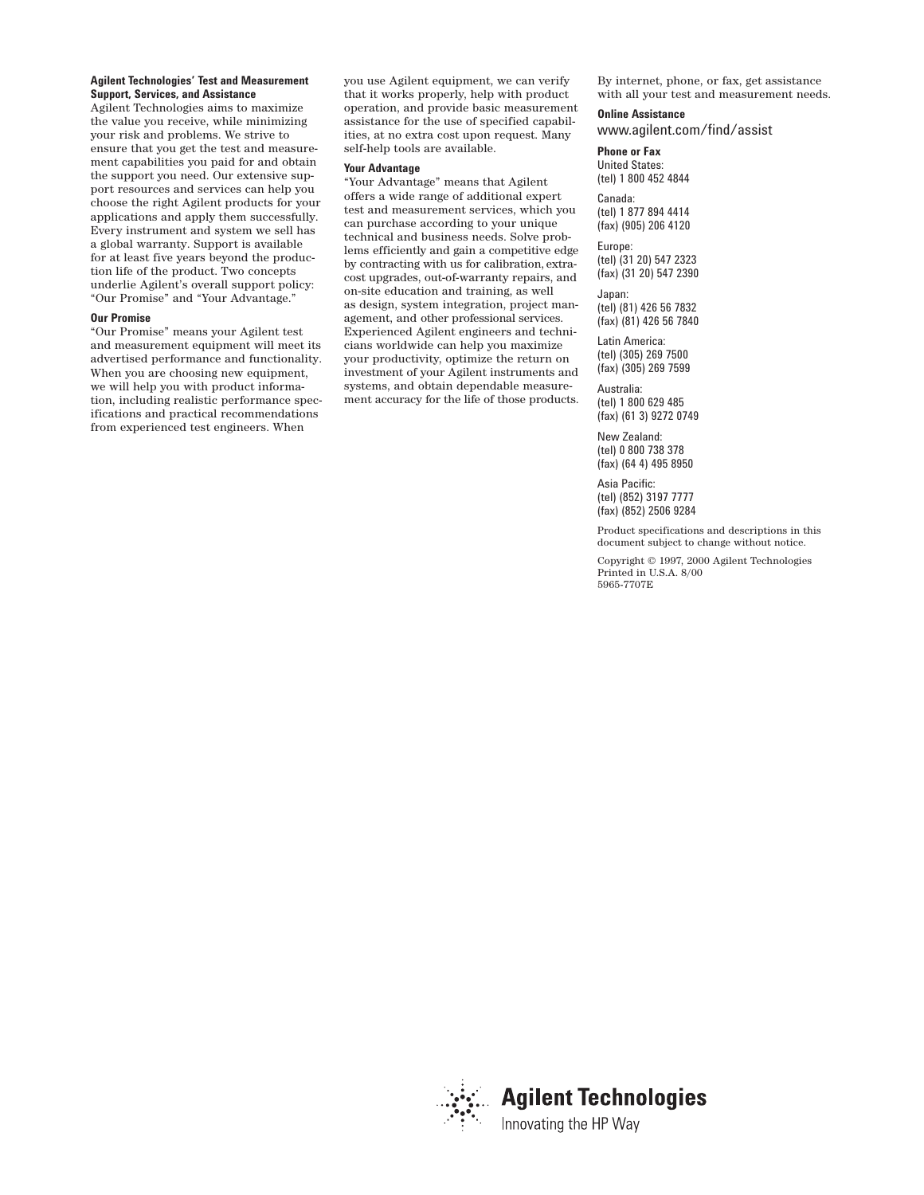**Agilent Technologies' Test and Measurement Support, Services, and Assistance**

Agilent Technologies aims to maximize the value you receive, while minimizing your risk and problems. We strive to ensure that you get the test and measurement capabilities you paid for and obtain the support you need. Our extensive support resources and services can help you choose the right Agilent products for your applications and apply them successfully. Every instrument and system we sell has a global warranty. Support is available for at least five years beyond the production life of the product. Two concepts underlie Agilent's overall support policy: "Our Promise" and "Your Advantage."

**Our Promise**

"Our Promise" means your Agilent test and measurement equipment will meet its advertised performance and functionality. When you are choosing new equipment, we will help you with product information, including realistic performance specifications and practical recommendations from experienced test engineers. When you use Agilent equipment, we can verify that it works properly, help with product operation, and provide basic measurement assistance for the use of specified capabilities, at no extra cost upon request. Many self-help tools are available.

**Your Advantage**

"Your Advantage" means that Agilent offers a wide range of additional expert test and measurement services, which you can purchase according to your unique technical and business needs. Solve problems efficiently and gain a competitive edge by contracting with us for calibration, extra-cost upgrades, out-of-warranty repairs, and on-site education and training, as well as design, system integration, project management, and other professional services. Experienced Agilent engineers and technicians worldwide can help you maximize your productivity, optimize the return on investment of your Agilent instruments and systems, and obtain dependable measurement accuracy for the life of those products.

By internet, phone, or fax, get assistance with all your test and measurement needs.

**Online Assistance**

www.agilent.com/find/assist

**Phone or Fax**

United States:
(tel) 1 800 452 4844

Canada:
(tel) 1 877 894 4414
(fax) (905) 206 4120

Europe:
(tel) (31 20) 547 2323
(fax) (31 20) 547 2390

Japan:
(tel) (81) 426 56 7832
(fax) (81) 426 56 7840

Latin America:
(tel) (305) 269 7500
(fax) (305) 269 7599

Australia:
(tel) 1 800 629 485
(fax) (61 3) 9272 0749

New Zealand:
(tel) 0 800 738 378
(fax) (64 4) 495 8950

Asia Pacific:
(tel) (852) 3197 7777
(fax) (852) 2506 9284

Product specifications and descriptions in this document subject to change without notice.

Copyright © 1997, 2000 Agilent Technologies
Printed in U.S.A. 8/00
5965-7707E

**Agilent Technologies**
Innovating the HP Way